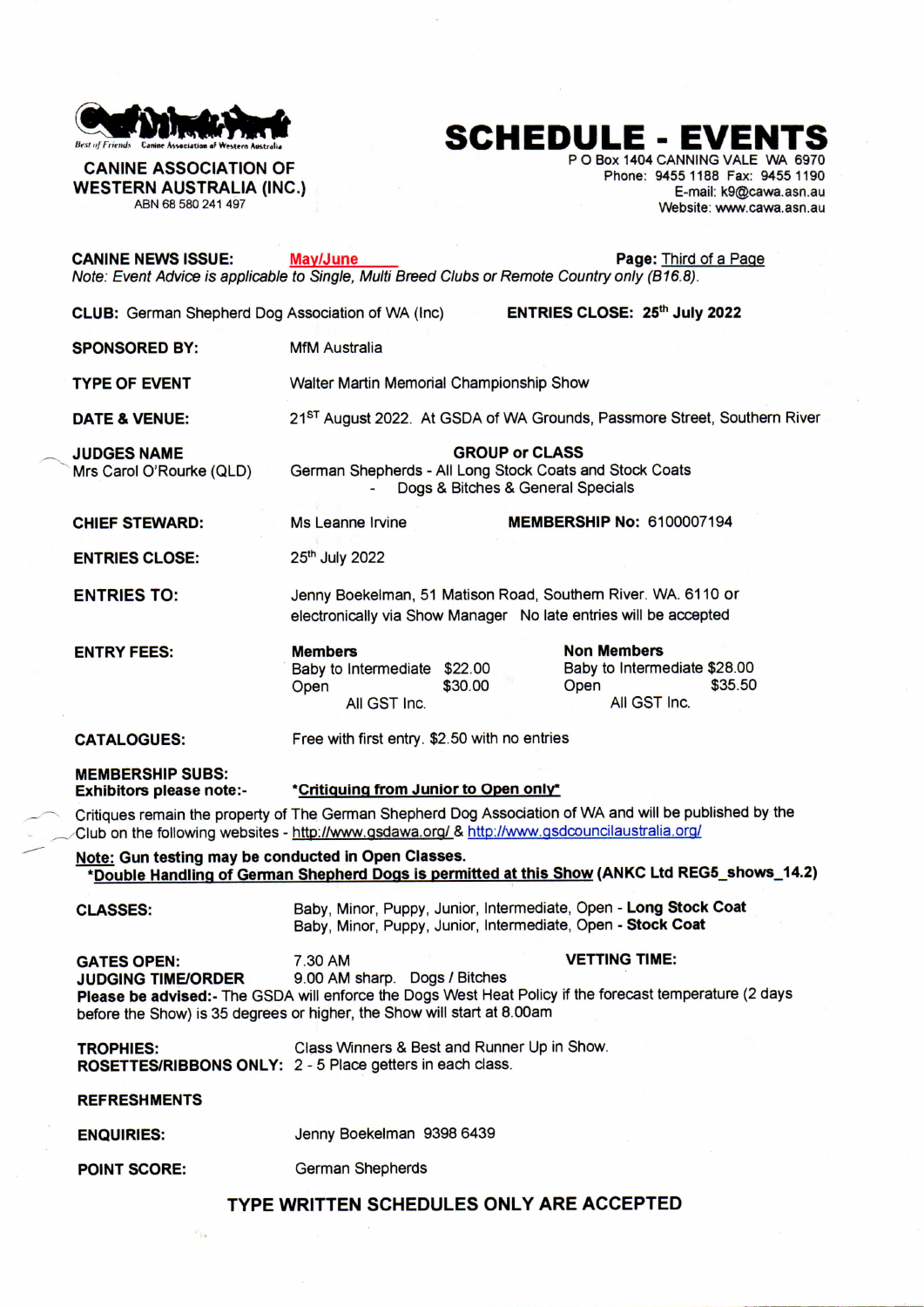Best of Friends Canine Association of Western Australia

**CANINE ASSOCIATION OF WESTERN AUSTRALIA (INC.)**
ABN 68 580 241 497

# SCHEDULE - EVENTS

P O Box 1404 CANNING VALE WA 6970
Phone: 9455 1188 Fax: 9455 1190
E-mail: k9@cawa.asn.au
Website: www.cawa.asn.au

**CANINE NEWS ISSUE:** May/June **Page:** Third of a Page

*Note: Event Advice is applicable to Single, Multi Breed Clubs or Remote Country only (B16.8).*

**CLUB:** German Shepherd Dog Association of WA (Inc) **ENTRIES CLOSE: 25th July 2022**

**SPONSORED BY:** MfM Australia

**TYPE OF EVENT** Walter Martin Memorial Championship Show

**DATE & VENUE:** 21ST August 2022. At GSDA of WA Grounds, Passmore Street, Southern River

**JUDGES NAME**
Mrs Carol O'Rourke (QLD)

**GROUP or CLASS**
German Shepherds - All Long Stock Coats and Stock Coats
- Dogs & Bitches & General Specials

**CHIEF STEWARD:** Ms Leanne Irvine **MEMBERSHIP No:** 6100007194

**ENTRIES CLOSE:** 25th July 2022

**ENTRIES TO:** Jenny Boekelman, 51 Matison Road, Southern River. WA. 6110 or electronically via Show Manager No late entries will be accepted

**ENTRY FEES:**

| Members | | Non Members | |
|---|---|---|---|
| Baby to Intermediate | $22.00 | Baby to Intermediate | $28.00 |
| Open | $30.00 | Open | $35.50 |
| All GST Inc. | | All GST Inc. | |

**CATALOGUES:** Free with first entry. $2.50 with no entries

**MEMBERSHIP SUBS:**
**Exhibitors please note:-** ***Critiquing from Junior to Open only***

Critiques remain the property of The German Shepherd Dog Association of WA and will be published by the Club on the following websites - http://www.gsdawa.org/ & http://www.gsdcouncilaustralia.org/

**Note: Gun testing may be conducted in Open Classes.**
**\*Double Handling of German Shepherd Dogs is permitted at this Show (ANKC Ltd REG5_shows_14.2)**

**CLASSES:**
Baby, Minor, Puppy, Junior, Intermediate, Open - **Long Stock Coat**
Baby, Minor, Puppy, Junior, Intermediate, Open - **Stock Coat**

**GATES OPEN:** 7.30 AM **VETTING TIME:**
**JUDGING TIME/ORDER** 9.00 AM sharp. Dogs / Bitches

**Please be advised:-** The GSDA will enforce the Dogs West Heat Policy if the forecast temperature (2 days before the Show) is 35 degrees or higher, the Show will start at 8.00am

**TROPHIES:** Class Winners & Best and Runner Up in Show.
**ROSETTES/RIBBONS ONLY:** 2 - 5 Place getters in each class.

**REFRESHMENTS**

**ENQUIRIES:** Jenny Boekelman 9398 6439

**POINT SCORE:** German Shepherds

**TYPE WRITTEN SCHEDULES ONLY ARE ACCEPTED**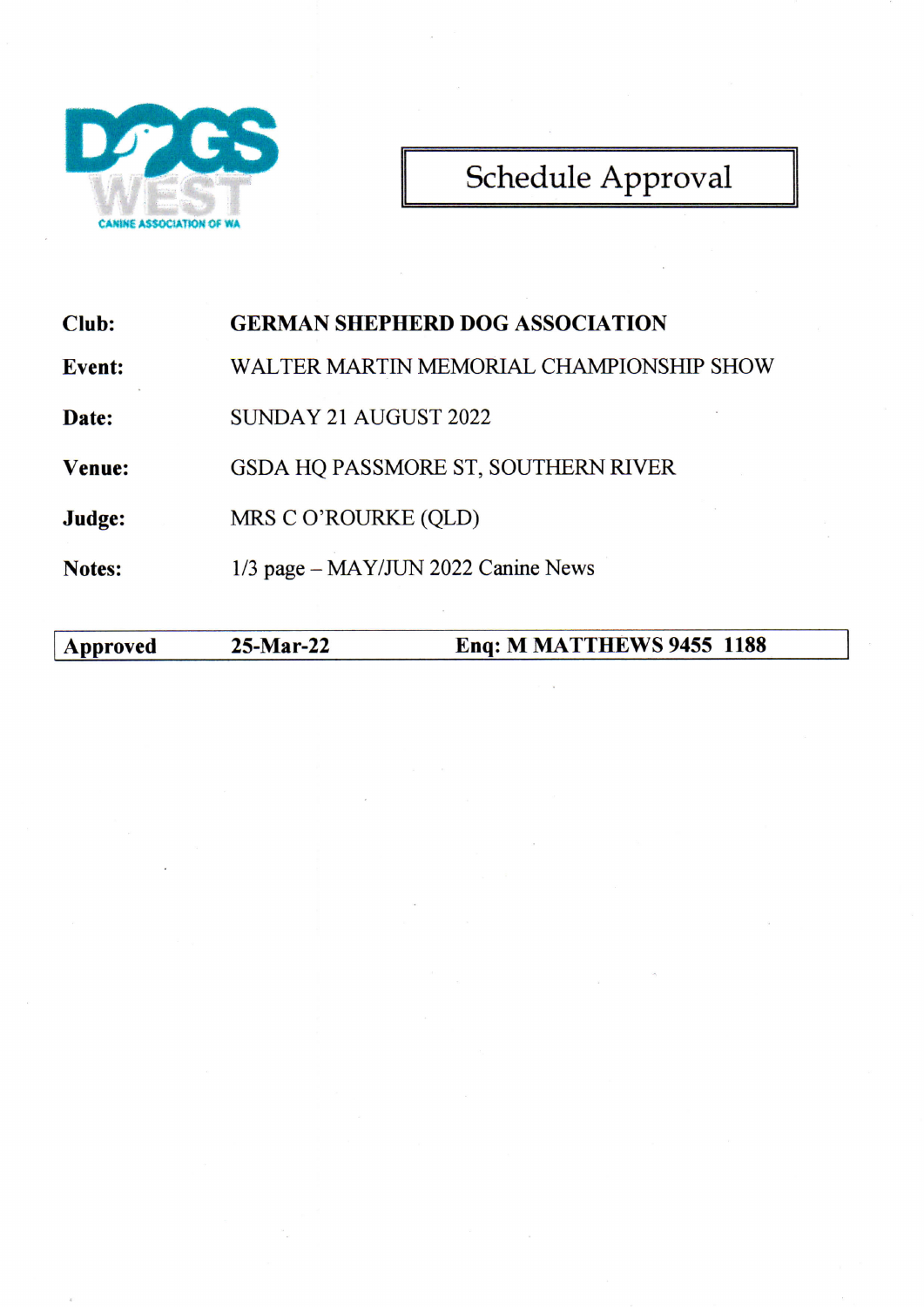DOGS WEST

CANINE ASSOCIATION OF WA

# Schedule Approval

| | |
|---|---|
| **Club:** | **GERMAN SHEPHERD DOG ASSOCIATION** |
| **Event:** | WALTER MARTIN MEMORIAL CHAMPIONSHIP SHOW |
| **Date:** | SUNDAY 21 AUGUST 2022 |
| **Venue:** | GSDA HQ PASSMORE ST, SOUTHERN RIVER |
| **Judge:** | MRS C O'ROURKE (QLD) |
| **Notes:** | 1/3 page – MAY/JUN 2022 Canine News |

| | | |
|---|---|---|
| **Approved** | **25-Mar-22** | **Enq: M MATTHEWS 9455 1188** |